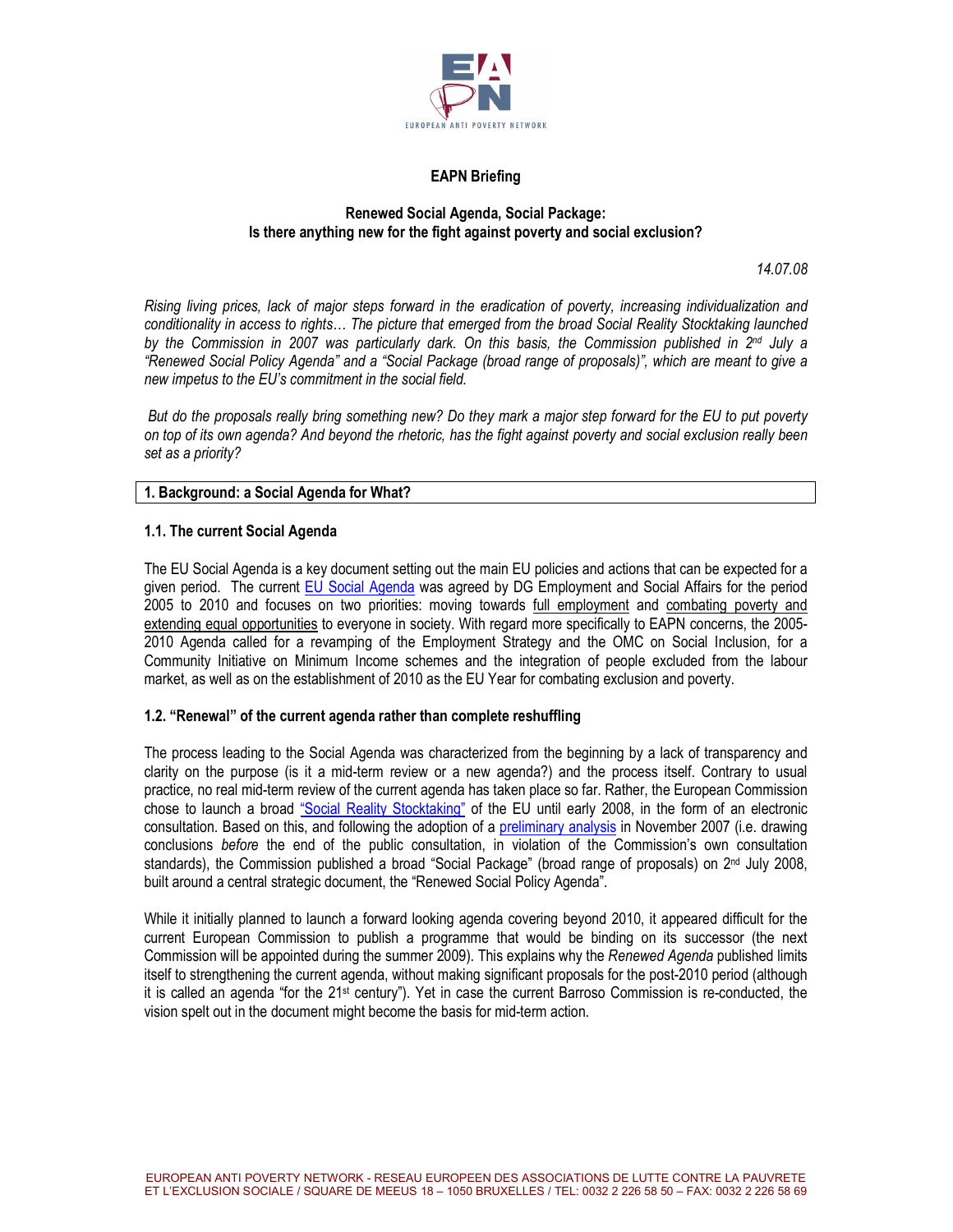**EAPN Briefing**

**Renewed Social Agenda, Social Package: Is there anything new for the fight against poverty and social exclusion?**

*14.07.08*

*Rising living prices, lack of major steps forward in the eradication of poverty, increasing individualization and conditionality in access to rights… The picture that emerged from the broad Social Reality Stocktaking launched by the Commission in 2007 was particularly dark. On this basis, the Commission published in 2nd July a "Renewed Social Policy Agenda" and a "Social Package (broad range of proposals)", which are meant to give a new impetus to the EU's commitment in the social field.*

*But do the proposals really bring something new? Do they mark a major step forward for the EU to put poverty on top of its own agenda? And beyond the rhetoric, has the fight against poverty and social exclusion really been set as a priority?*

## 1. Background: a Social Agenda for What?

### 1.1. The current Social Agenda

The EU Social Agenda is a key document setting out the main EU policies and actions that can be expected for a given period. The current EU Social Agenda was agreed by DG Employment and Social Affairs for the period 2005 to 2010 and focuses on two priorities: moving towards full employment and combating poverty and extending equal opportunities to everyone in society. With regard more specifically to EAPN concerns, the 2005-2010 Agenda called for a revamping of the Employment Strategy and the OMC on Social Inclusion, for a Community Initiative on Minimum Income schemes and the integration of people excluded from the labour market, as well as on the establishment of 2010 as the EU Year for combating exclusion and poverty.

### 1.2. "Renewal" of the current agenda rather than complete reshuffling

The process leading to the Social Agenda was characterized from the beginning by a lack of transparency and clarity on the purpose (is it a mid-term review or a new agenda?) and the process itself. Contrary to usual practice, no real mid-term review of the current agenda has taken place so far. Rather, the European Commission chose to launch a broad "Social Reality Stocktaking" of the EU until early 2008, in the form of an electronic consultation. Based on this, and following the adoption of a preliminary analysis in November 2007 (i.e. drawing conclusions *before* the end of the public consultation, in violation of the Commission's own consultation standards), the Commission published a broad "Social Package" (broad range of proposals) on 2nd July 2008, built around a central strategic document, the "Renewed Social Policy Agenda".

While it initially planned to launch a forward looking agenda covering beyond 2010, it appeared difficult for the current European Commission to publish a programme that would be binding on its successor (the next Commission will be appointed during the summer 2009). This explains why the *Renewed Agenda* published limits itself to strengthening the current agenda, without making significant proposals for the post-2010 period (although it is called an agenda "for the 21st century"). Yet in case the current Barroso Commission is re-conducted, the vision spelt out in the document might become the basis for mid-term action.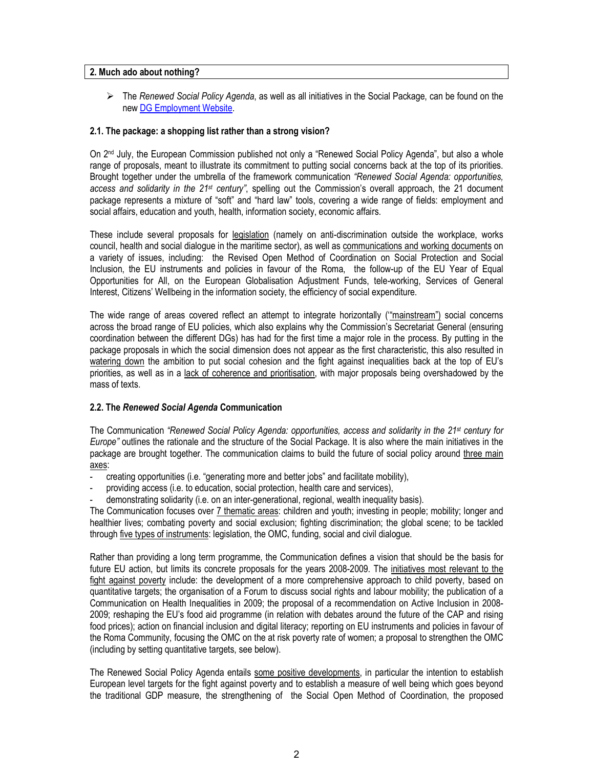## 2. Much ado about nothing?

- The *Renewed Social Policy Agenda*, as well as all initiatives in the Social Package, can be found on the new DG Employment Website.

### 2.1. The package: a shopping list rather than a strong vision?

On 2nd July, the European Commission published not only a "Renewed Social Policy Agenda", but also a whole range of proposals, meant to illustrate its commitment to putting social concerns back at the top of its priorities. Brought together under the umbrella of the framework communication *"Renewed Social Agenda: opportunities, access and solidarity in the 21st century"*, spelling out the Commission's overall approach, the 21 document package represents a mixture of "soft" and "hard law" tools, covering a wide range of fields: employment and social affairs, education and youth, health, information society, economic affairs.

These include several proposals for legislation (namely on anti-discrimination outside the workplace, works council, health and social dialogue in the maritime sector), as well as communications and working documents on a variety of issues, including: the Revised Open Method of Coordination on Social Protection and Social Inclusion, the EU instruments and policies in favour of the Roma, the follow-up of the EU Year of Equal Opportunities for All, on the European Globalisation Adjustment Funds, tele-working, Services of General Interest, Citizens' Wellbeing in the information society, the efficiency of social expenditure.

The wide range of areas covered reflect an attempt to integrate horizontally ('"mainstream") social concerns across the broad range of EU policies, which also explains why the Commission's Secretariat General (ensuring coordination between the different DGs) has had for the first time a major role in the process. By putting in the package proposals in which the social dimension does not appear as the first characteristic, this also resulted in watering down the ambition to put social cohesion and the fight against inequalities back at the top of EU's priorities, as well as in a lack of coherence and prioritisation, with major proposals being overshadowed by the mass of texts.

### 2.2. The *Renewed Social Agenda* Communication

The Communication *"Renewed Social Policy Agenda: opportunities, access and solidarity in the 21st century for Europe"* outlines the rationale and the structure of the Social Package. It is also where the main initiatives in the package are brought together. The communication claims to build the future of social policy around three main axes:

- creating opportunities (i.e. "generating more and better jobs" and facilitate mobility),
- providing access (i.e. to education, social protection, health care and services),
- demonstrating solidarity (i.e. on an inter-generational, regional, wealth inequality basis).

The Communication focuses over 7 thematic areas: children and youth; investing in people; mobility; longer and healthier lives; combating poverty and social exclusion; fighting discrimination; the global scene; to be tackled through five types of instruments: legislation, the OMC, funding, social and civil dialogue.

Rather than providing a long term programme, the Communication defines a vision that should be the basis for future EU action, but limits its concrete proposals for the years 2008-2009. The initiatives most relevant to the fight against poverty include: the development of a more comprehensive approach to child poverty, based on quantitative targets; the organisation of a Forum to discuss social rights and labour mobility; the publication of a Communication on Health Inequalities in 2009; the proposal of a recommendation on Active Inclusion in 2008-2009; reshaping the EU's food aid programme (in relation with debates around the future of the CAP and rising food prices); action on financial inclusion and digital literacy; reporting on EU instruments and policies in favour of the Roma Community, focusing the OMC on the at risk poverty rate of women; a proposal to strengthen the OMC (including by setting quantitative targets, see below).

The Renewed Social Policy Agenda entails some positive developments, in particular the intention to establish European level targets for the fight against poverty and to establish a measure of well being which goes beyond the traditional GDP measure, the strengthening of the Social Open Method of Coordination, the proposed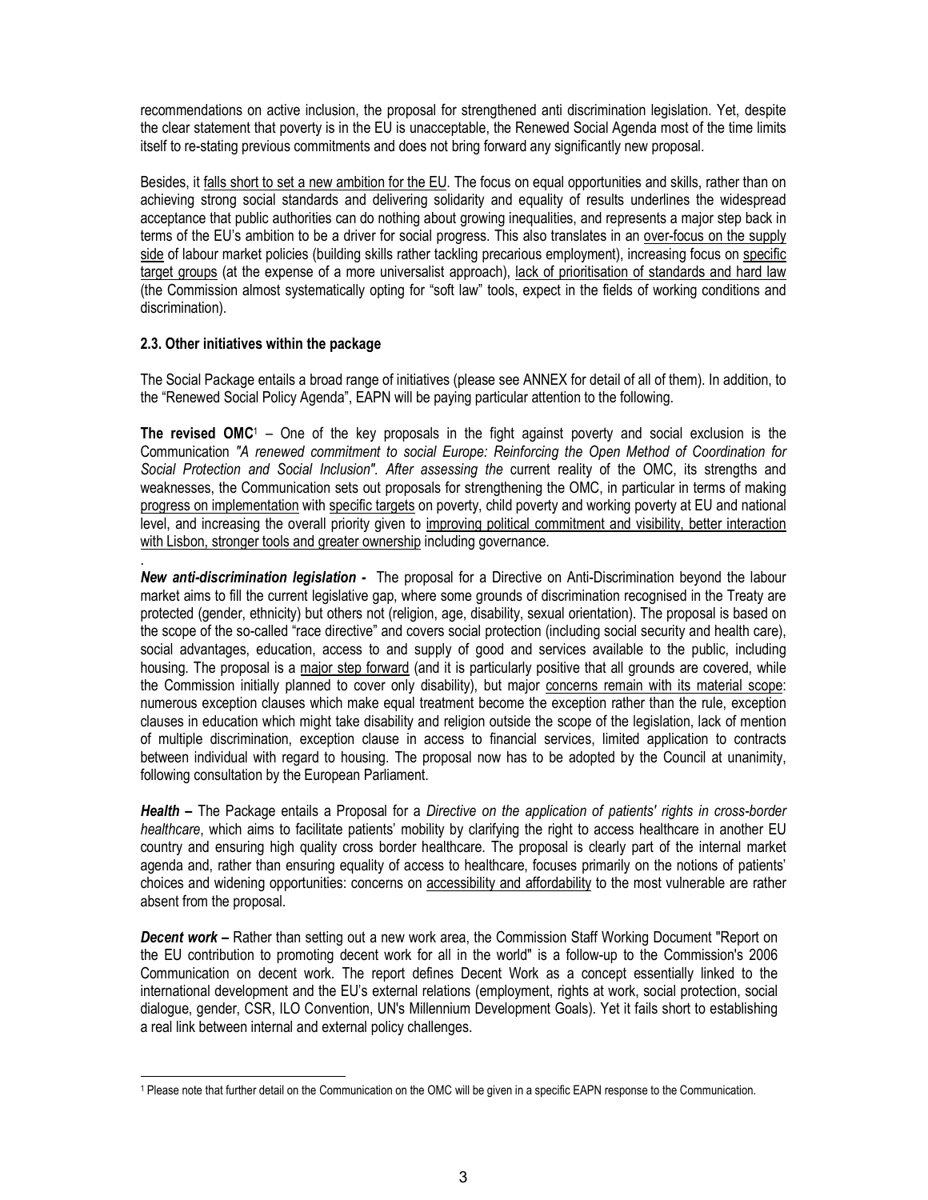recommendations on active inclusion, the proposal for strengthened anti discrimination legislation. Yet, despite the clear statement that poverty is in the EU is unacceptable, the Renewed Social Agenda most of the time limits itself to re-stating previous commitments and does not bring forward any significantly new proposal.

Besides, it falls short to set a new ambition for the EU. The focus on equal opportunities and skills, rather than on achieving strong social standards and delivering solidarity and equality of results underlines the widespread acceptance that public authorities can do nothing about growing inequalities, and represents a major step back in terms of the EU's ambition to be a driver for social progress. This also translates in an over-focus on the supply side of labour market policies (building skills rather tackling precarious employment), increasing focus on specific target groups (at the expense of a more universalist approach), lack of prioritisation of standards and hard law (the Commission almost systematically opting for "soft law" tools, expect in the fields of working conditions and discrimination).

### 2.3. Other initiatives within the package

The Social Package entails a broad range of initiatives (please see ANNEX for detail of all of them). In addition, to the "Renewed Social Policy Agenda", EAPN will be paying particular attention to the following.

**The revised OMC**[1] – One of the key proposals in the fight against poverty and social exclusion is the Communication *"A renewed commitment to social Europe: Reinforcing the Open Method of Coordination for Social Protection and Social Inclusion". After assessing the* current reality of the OMC, its strengths and weaknesses, the Communication sets out proposals for strengthening the OMC, in particular in terms of making progress on implementation with specific targets on poverty, child poverty and working poverty at EU and national level, and increasing the overall priority given to improving political commitment and visibility, better interaction with Lisbon, stronger tools and greater ownership including governance.

***New anti-discrimination legislation -*** The proposal for a Directive on Anti-Discrimination beyond the labour market aims to fill the current legislative gap, where some grounds of discrimination recognised in the Treaty are protected (gender, ethnicity) but others not (religion, age, disability, sexual orientation). The proposal is based on the scope of the so-called "race directive" and covers social protection (including social security and health care), social advantages, education, access to and supply of good and services available to the public, including housing. The proposal is a major step forward (and it is particularly positive that all grounds are covered, while the Commission initially planned to cover only disability), but major concerns remain with its material scope: numerous exception clauses which make equal treatment become the exception rather than the rule, exception clauses in education which might take disability and religion outside the scope of the legislation, lack of mention of multiple discrimination, exception clause in access to financial services, limited application to contracts between individual with regard to housing. The proposal now has to be adopted by the Council at unanimity, following consultation by the European Parliament.

***Health –*** The Package entails a Proposal for a *Directive on the application of patients' rights in cross-border healthcare*, which aims to facilitate patients' mobility by clarifying the right to access healthcare in another EU country and ensuring high quality cross border healthcare. The proposal is clearly part of the internal market agenda and, rather than ensuring equality of access to healthcare, focuses primarily on the notions of patients' choices and widening opportunities: concerns on accessibility and affordability to the most vulnerable are rather absent from the proposal.

***Decent work –*** Rather than setting out a new work area, the Commission Staff Working Document "Report on the EU contribution to promoting decent work for all in the world" is a follow-up to the Commission's 2006 Communication on decent work. The report defines Decent Work as a concept essentially linked to the international development and the EU's external relations (employment, rights at work, social protection, social dialogue, gender, CSR, ILO Convention, UN's Millennium Development Goals). Yet it fails short to establishing a real link between internal and external policy challenges.

[1] Please note that further detail on the Communication on the OMC will be given in a specific EAPN response to the Communication.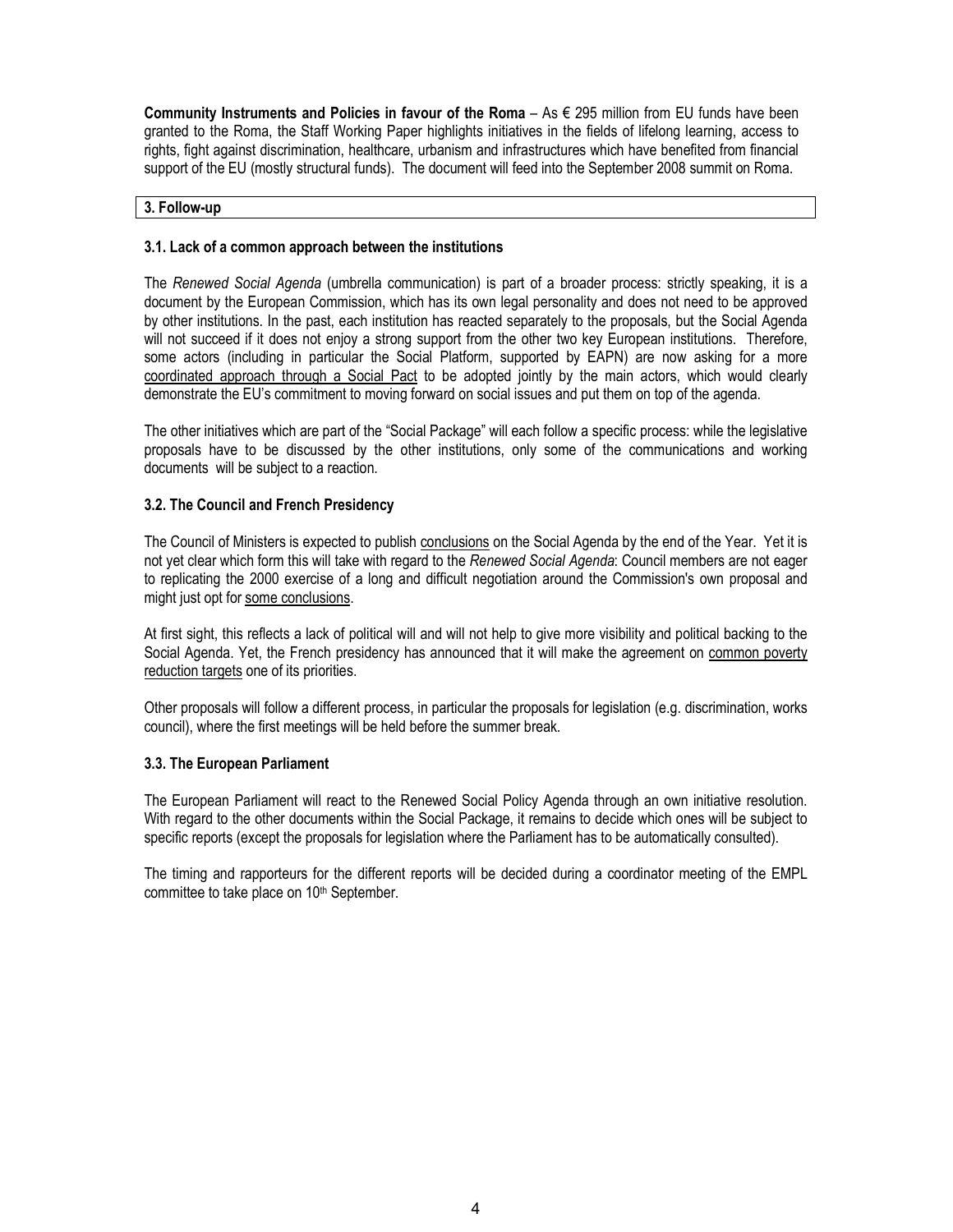**Community Instruments and Policies in favour of the Roma** – As € 295 million from EU funds have been granted to the Roma, the Staff Working Paper highlights initiatives in the fields of lifelong learning, access to rights, fight against discrimination, healthcare, urbanism and infrastructures which have benefited from financial support of the EU (mostly structural funds). The document will feed into the September 2008 summit on Roma.

## 3. Follow-up

### 3.1. Lack of a common approach between the institutions

The *Renewed Social Agenda* (umbrella communication) is part of a broader process: strictly speaking, it is a document by the European Commission, which has its own legal personality and does not need to be approved by other institutions. In the past, each institution has reacted separately to the proposals, but the Social Agenda will not succeed if it does not enjoy a strong support from the other two key European institutions. Therefore, some actors (including in particular the Social Platform, supported by EAPN) are now asking for a more coordinated approach through a Social Pact to be adopted jointly by the main actors, which would clearly demonstrate the EU's commitment to moving forward on social issues and put them on top of the agenda.

The other initiatives which are part of the "Social Package" will each follow a specific process: while the legislative proposals have to be discussed by the other institutions, only some of the communications and working documents will be subject to a reaction.

### 3.2. The Council and French Presidency

The Council of Ministers is expected to publish conclusions on the Social Agenda by the end of the Year. Yet it is not yet clear which form this will take with regard to the *Renewed Social Agenda*: Council members are not eager to replicating the 2000 exercise of a long and difficult negotiation around the Commission's own proposal and might just opt for some conclusions.

At first sight, this reflects a lack of political will and will not help to give more visibility and political backing to the Social Agenda. Yet, the French presidency has announced that it will make the agreement on common poverty reduction targets one of its priorities.

Other proposals will follow a different process, in particular the proposals for legislation (e.g. discrimination, works council), where the first meetings will be held before the summer break.

### 3.3. The European Parliament

The European Parliament will react to the Renewed Social Policy Agenda through an own initiative resolution. With regard to the other documents within the Social Package, it remains to decide which ones will be subject to specific reports (except the proposals for legislation where the Parliament has to be automatically consulted).

The timing and rapporteurs for the different reports will be decided during a coordinator meeting of the EMPL committee to take place on 10th September.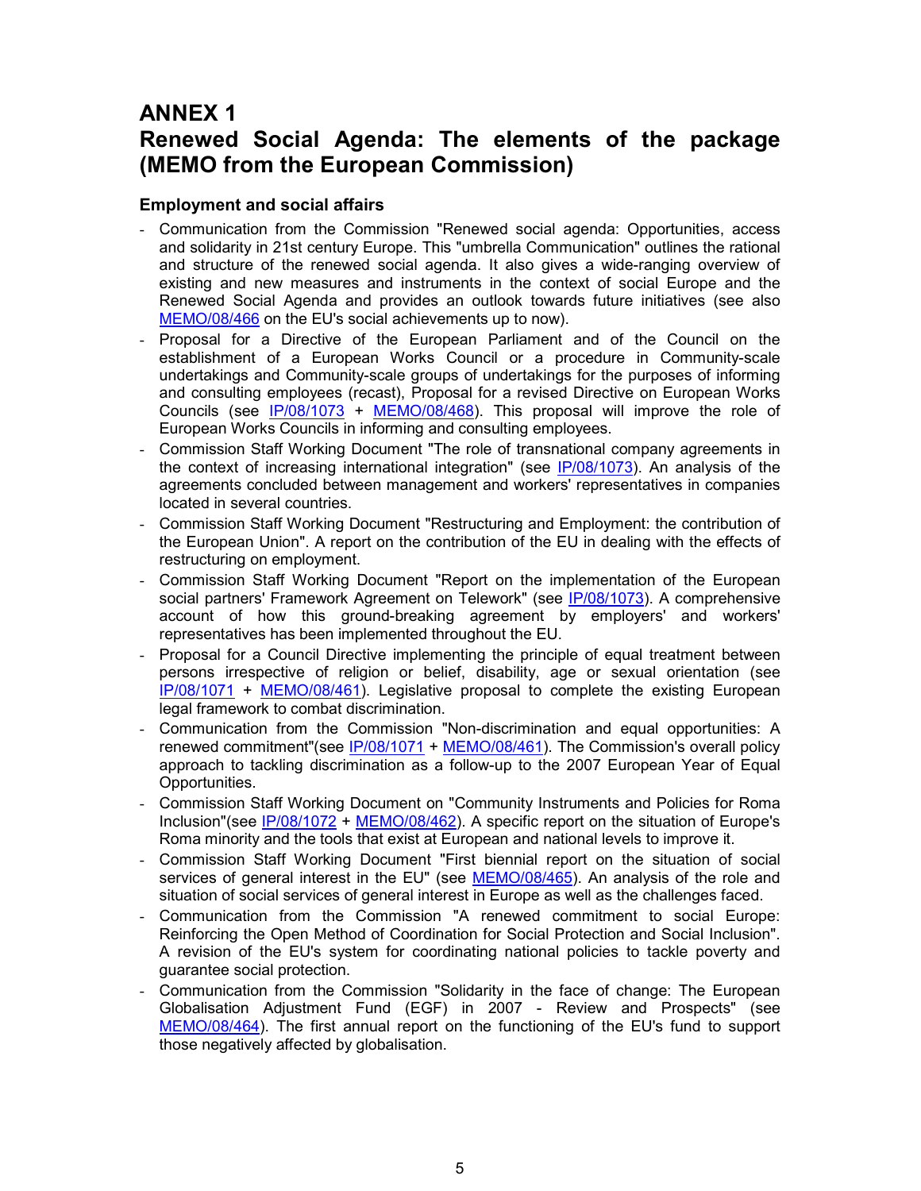# ANNEX 1
# Renewed Social Agenda: The elements of the package (MEMO from the European Commission)

### Employment and social affairs

- Communication from the Commission "Renewed social agenda: Opportunities, access and solidarity in 21st century Europe. This "umbrella Communication" outlines the rational and structure of the renewed social agenda. It also gives a wide-ranging overview of existing and new measures and instruments in the context of social Europe and the Renewed Social Agenda and provides an outlook towards future initiatives (see also MEMO/08/466 on the EU's social achievements up to now).
- Proposal for a Directive of the European Parliament and of the Council on the establishment of a European Works Council or a procedure in Community-scale undertakings and Community-scale groups of undertakings for the purposes of informing and consulting employees (recast), Proposal for a revised Directive on European Works Councils (see IP/08/1073 + MEMO/08/468). This proposal will improve the role of European Works Councils in informing and consulting employees.
- Commission Staff Working Document "The role of transnational company agreements in the context of increasing international integration" (see IP/08/1073). An analysis of the agreements concluded between management and workers' representatives in companies located in several countries.
- Commission Staff Working Document "Restructuring and Employment: the contribution of the European Union". A report on the contribution of the EU in dealing with the effects of restructuring on employment.
- Commission Staff Working Document "Report on the implementation of the European social partners' Framework Agreement on Telework" (see IP/08/1073). A comprehensive account of how this ground-breaking agreement by employers' and workers' representatives has been implemented throughout the EU.
- Proposal for a Council Directive implementing the principle of equal treatment between persons irrespective of religion or belief, disability, age or sexual orientation (see IP/08/1071 + MEMO/08/461). Legislative proposal to complete the existing European legal framework to combat discrimination.
- Communication from the Commission "Non-discrimination and equal opportunities: A renewed commitment"(see IP/08/1071 + MEMO/08/461). The Commission's overall policy approach to tackling discrimination as a follow-up to the 2007 European Year of Equal Opportunities.
- Commission Staff Working Document on "Community Instruments and Policies for Roma Inclusion"(see IP/08/1072 + MEMO/08/462). A specific report on the situation of Europe's Roma minority and the tools that exist at European and national levels to improve it.
- Commission Staff Working Document "First biennial report on the situation of social services of general interest in the EU" (see MEMO/08/465). An analysis of the role and situation of social services of general interest in Europe as well as the challenges faced.
- Communication from the Commission "A renewed commitment to social Europe: Reinforcing the Open Method of Coordination for Social Protection and Social Inclusion". A revision of the EU's system for coordinating national policies to tackle poverty and guarantee social protection.
- Communication from the Commission "Solidarity in the face of change: The European Globalisation Adjustment Fund (EGF) in 2007 - Review and Prospects" (see MEMO/08/464). The first annual report on the functioning of the EU's fund to support those negatively affected by globalisation.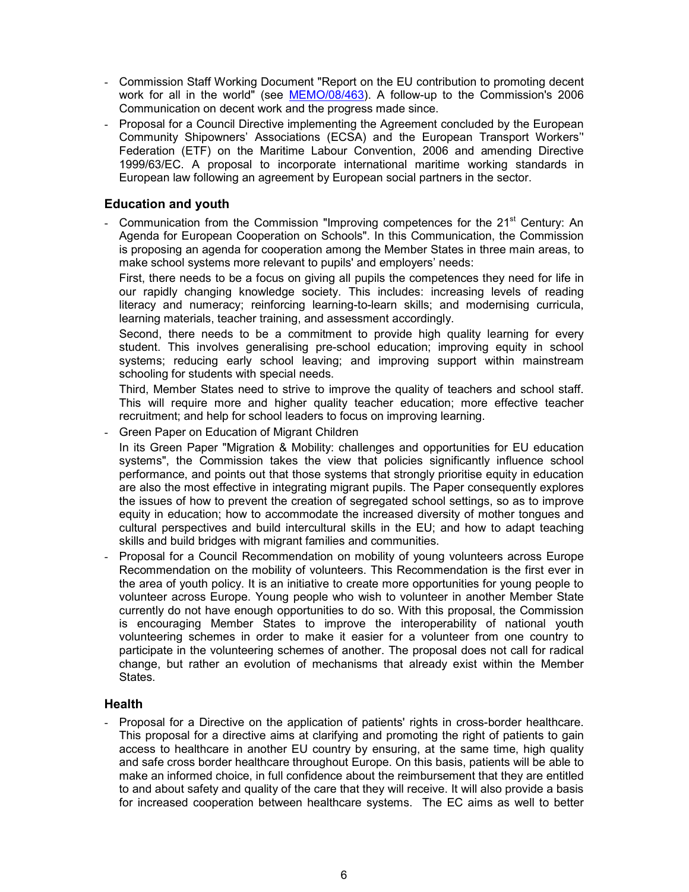- Commission Staff Working Document "Report on the EU contribution to promoting decent work for all in the world" (see MEMO/08/463). A follow-up to the Commission's 2006 Communication on decent work and the progress made since.
- Proposal for a Council Directive implementing the Agreement concluded by the European Community Shipowners' Associations (ECSA) and the European Transport Workers'' Federation (ETF) on the Maritime Labour Convention, 2006 and amending Directive 1999/63/EC. A proposal to incorporate international maritime working standards in European law following an agreement by European social partners in the sector.

### Education and youth

- Communication from the Commission "Improving competences for the 21st Century: An Agenda for European Cooperation on Schools". In this Communication, the Commission is proposing an agenda for cooperation among the Member States in three main areas, to make school systems more relevant to pupils' and employers' needs:

  First, there needs to be a focus on giving all pupils the competences they need for life in our rapidly changing knowledge society. This includes: increasing levels of reading literacy and numeracy; reinforcing learning-to-learn skills; and modernising curricula, learning materials, teacher training, and assessment accordingly.

  Second, there needs to be a commitment to provide high quality learning for every student. This involves generalising pre-school education; improving equity in school systems; reducing early school leaving; and improving support within mainstream schooling for students with special needs.

  Third, Member States need to strive to improve the quality of teachers and school staff. This will require more and higher quality teacher education; more effective teacher recruitment; and help for school leaders to focus on improving learning.

- Green Paper on Education of Migrant Children

  In its Green Paper "Migration & Mobility: challenges and opportunities for EU education systems", the Commission takes the view that policies significantly influence school performance, and points out that those systems that strongly prioritise equity in education are also the most effective in integrating migrant pupils. The Paper consequently explores the issues of how to prevent the creation of segregated school settings, so as to improve equity in education; how to accommodate the increased diversity of mother tongues and cultural perspectives and build intercultural skills in the EU; and how to adapt teaching skills and build bridges with migrant families and communities.

- Proposal for a Council Recommendation on mobility of young volunteers across Europe Recommendation on the mobility of volunteers. This Recommendation is the first ever in the area of youth policy. It is an initiative to create more opportunities for young people to volunteer across Europe. Young people who wish to volunteer in another Member State currently do not have enough opportunities to do so. With this proposal, the Commission is encouraging Member States to improve the interoperability of national youth volunteering schemes in order to make it easier for a volunteer from one country to participate in the volunteering schemes of another. The proposal does not call for radical change, but rather an evolution of mechanisms that already exist within the Member States.

### Health

- Proposal for a Directive on the application of patients' rights in cross-border healthcare. This proposal for a directive aims at clarifying and promoting the right of patients to gain access to healthcare in another EU country by ensuring, at the same time, high quality and safe cross border healthcare throughout Europe. On this basis, patients will be able to make an informed choice, in full confidence about the reimbursement that they are entitled to and about safety and quality of the care that they will receive. It will also provide a basis for increased cooperation between healthcare systems. The EC aims as well to better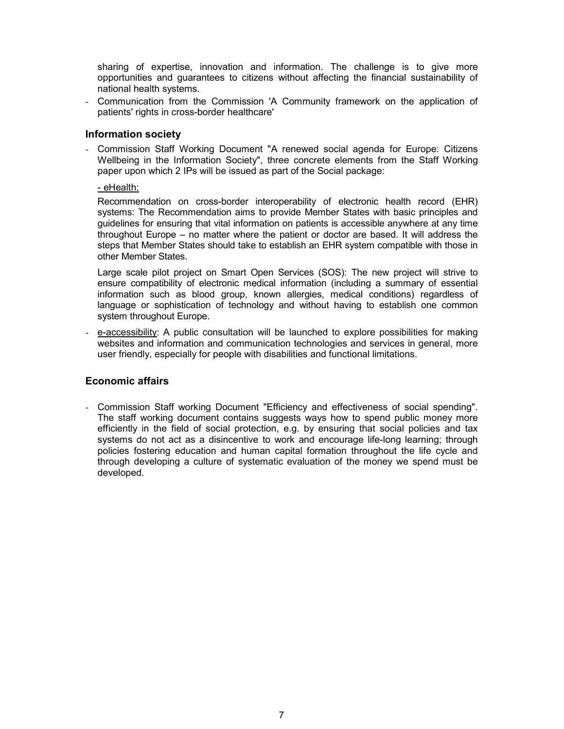sharing of expertise, innovation and information. The challenge is to give more opportunities and guarantees to citizens without affecting the financial sustainability of national health systems.

- Communication from the Commission 'A Community framework on the application of patients' rights in cross-border healthcare'

### Information society

- Commission Staff Working Document "A renewed social agenda for Europe: Citizens Wellbeing in the Information Society", three concrete elements from the Staff Working paper upon which 2 IPs will be issued as part of the Social package:

  <u>- eHealth:</u>

  Recommendation on cross-border interoperability of electronic health record (EHR) systems: The Recommendation aims to provide Member States with basic principles and guidelines for ensuring that vital information on patients is accessible anywhere at any time throughout Europe – no matter where the patient or doctor are based. It will address the steps that Member States should take to establish an EHR system compatible with those in other Member States.

  Large scale pilot project on Smart Open Services (SOS): The new project will strive to ensure compatibility of electronic medical information (including a summary of essential information such as blood group, known allergies, medical conditions) regardless of language or sophistication of technology and without having to establish one common system throughout Europe.

- <u>e-accessibility</u>: A public consultation will be launched to explore possibilities for making websites and information and communication technologies and services in general, more user friendly, especially for people with disabilities and functional limitations.

### Economic affairs

- Commission Staff working Document "Efficiency and effectiveness of social spending". The staff working document contains suggests ways how to spend public money more efficiently in the field of social protection, e.g. by ensuring that social policies and tax systems do not act as a disincentive to work and encourage life-long learning; through policies fostering education and human capital formation throughout the life cycle and through developing a culture of systematic evaluation of the money we spend must be developed.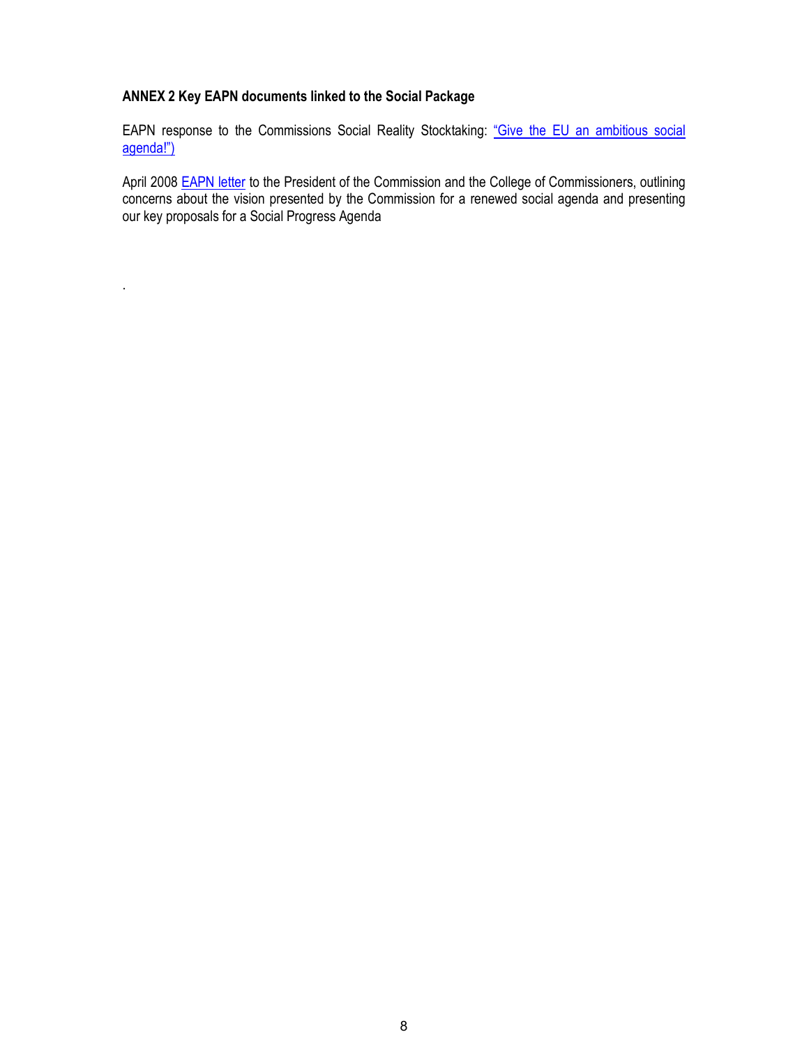**ANNEX 2 Key EAPN documents linked to the Social Package**

EAPN response to the Commissions Social Reality Stocktaking: "Give the EU an ambitious social agenda!")

April 2008 EAPN letter to the President of the Commission and the College of Commissioners, outlining concerns about the vision presented by the Commission for a renewed social agenda and presenting our key proposals for a Social Progress Agenda

.